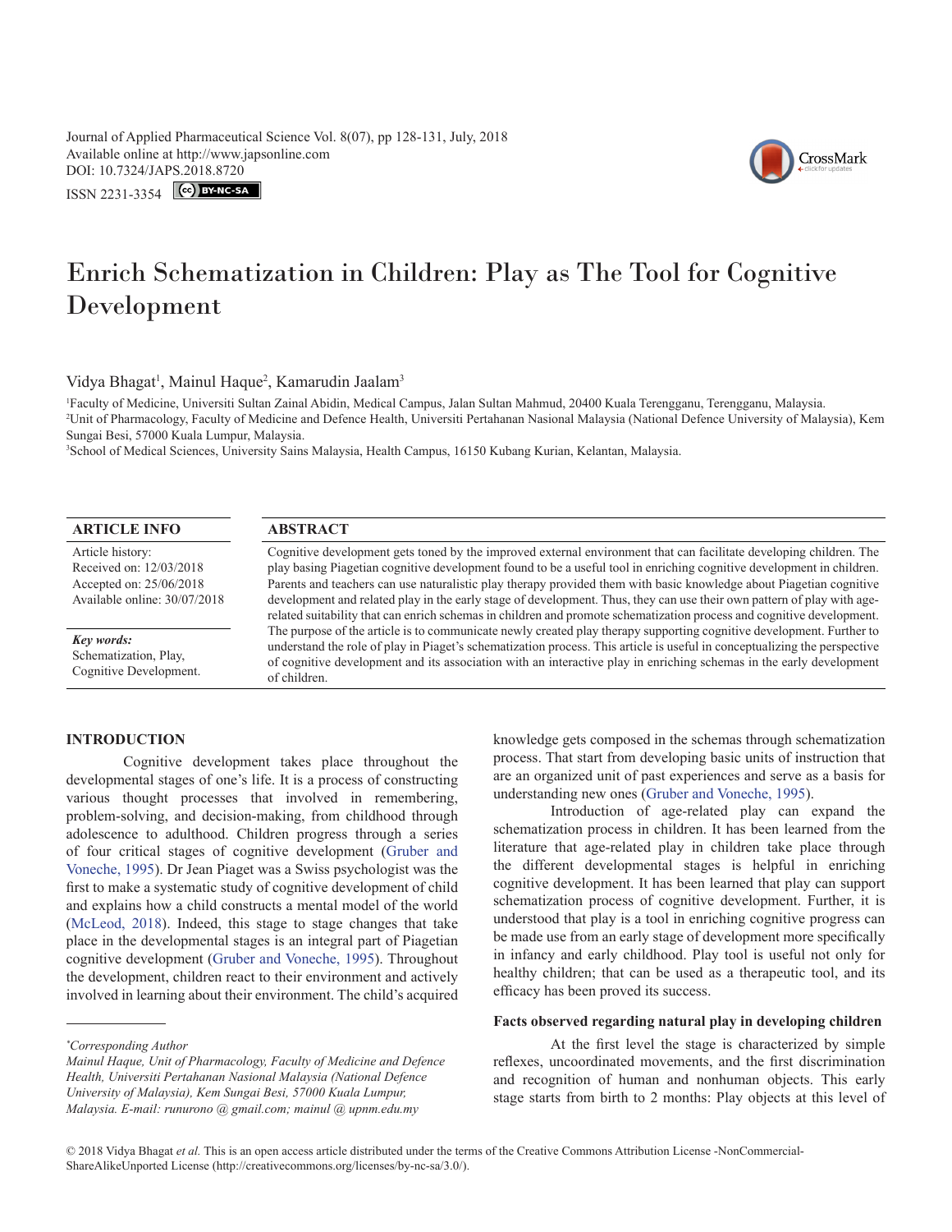Journal of Applied Pharmaceutical Science Vol. 8(07), pp 128-131, July, 2018
Available online at http://www.japsonline.com
DOI: 10.7324/JAPS.2018.8720
ISSN 2231-3354

# Enrich Schematization in Children: Play as The Tool for Cognitive Development

Vidya Bhagat[1], Mainul Haque[2], Kamarudin Jaalam[3]

[1]Faculty of Medicine, Universiti Sultan Zainal Abidin, Medical Campus, Jalan Sultan Mahmud, 20400 Kuala Terengganu, Terengganu, Malaysia.
[2]Unit of Pharmacology, Faculty of Medicine and Defence Health, Universiti Pertahanan Nasional Malaysia (National Defence University of Malaysia), Kem Sungai Besi, 57000 Kuala Lumpur, Malaysia.
[3]School of Medical Sciences, University Sains Malaysia, Health Campus, 16150 Kubang Kurian, Kelantan, Malaysia.

## ARTICLE INFO

Article history:
Received on: 12/03/2018
Accepted on: 25/06/2018
Available online: 30/07/2018

***Key words:***
Schematization, Play, Cognitive Development.

## ABSTRACT

Cognitive development gets toned by the improved external environment that can facilitate developing children. The play basing Piagetian cognitive development found to be a useful tool in enriching cognitive development in children. Parents and teachers can use naturalistic play therapy provided them with basic knowledge about Piagetian cognitive development and related play in the early stage of development. Thus, they can use their own pattern of play with age-related suitability that can enrich schemas in children and promote schematization process and cognitive development. The purpose of the article is to communicate newly created play therapy supporting cognitive development. Further to understand the role of play in Piaget's schematization process. This article is useful in conceptualizing the perspective of cognitive development and its association with an interactive play in enriching schemas in the early development of children.

## INTRODUCTION

Cognitive development takes place throughout the developmental stages of one's life. It is a process of constructing various thought processes that involved in remembering, problem-solving, and decision-making, from childhood through adolescence to adulthood. Children progress through a series of four critical stages of cognitive development (Gruber and Voneche, 1995). Dr Jean Piaget was a Swiss psychologist was the first to make a systematic study of cognitive development of child and explains how a child constructs a mental model of the world (McLeod, 2018). Indeed, this stage to stage changes that take place in the developmental stages is an integral part of Piagetian cognitive development (Gruber and Voneche, 1995). Throughout the development, children react to their environment and actively involved in learning about their environment. The child's acquired knowledge gets composed in the schemas through schematization process. That start from developing basic units of instruction that are an organized unit of past experiences and serve as a basis for understanding new ones (Gruber and Voneche, 1995).

Introduction of age-related play can expand the schematization process in children. It has been learned from the literature that age-related play in children take place through the different developmental stages is helpful in enriching cognitive development. It has been learned that play can support schematization process of cognitive development. Further, it is understood that play is a tool in enriching cognitive progress can be made use from an early stage of development more specifically in infancy and early childhood. Play tool is useful not only for healthy children; that can be used as a therapeutic tool, and its efficacy has been proved its success.

### Facts observed regarding natural play in developing children

At the first level the stage is characterized by simple reflexes, uncoordinated movements, and the first discrimination and recognition of human and nonhuman objects. This early stage starts from birth to 2 months: Play objects at this level of

*\*Corresponding Author*
*Mainul Haque, Unit of Pharmacology, Faculty of Medicine and Defence Health, Universiti Pertahanan Nasional Malaysia (National Defence University of Malaysia), Kem Sungai Besi, 57000 Kuala Lumpur, Malaysia. E-mail: runurono @ gmail.com; mainul @ upnm.edu.my*

© 2018 Vidya Bhagat *et al.* This is an open access article distributed under the terms of the Creative Commons Attribution License -NonCommercial-ShareAlikeUnported License (http://creativecommons.org/licenses/by-nc-sa/3.0/).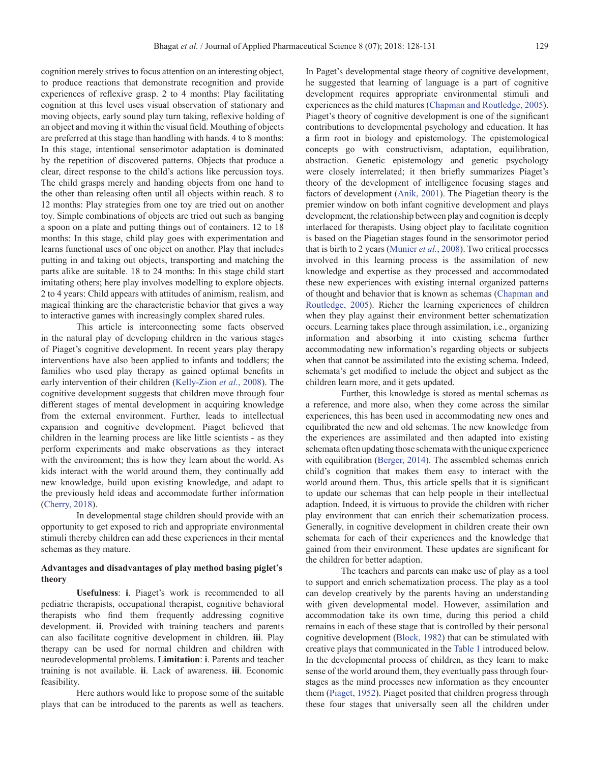cognition merely strives to focus attention on an interesting object, to produce reactions that demonstrate recognition and provide experiences of reflexive grasp. 2 to 4 months: Play facilitating cognition at this level uses visual observation of stationary and moving objects, early sound play turn taking, reflexive holding of an object and moving it within the visual field. Mouthing of objects are preferred at this stage than handling with hands. 4 to 8 months: In this stage, intentional sensorimotor adaptation is dominated by the repetition of discovered patterns. Objects that produce a clear, direct response to the child's actions like percussion toys. The child grasps merely and handing objects from one hand to the other than releasing often until all objects within reach. 8 to 12 months: Play strategies from one toy are tried out on another toy. Simple combinations of objects are tried out such as banging a spoon on a plate and putting things out of containers. 12 to 18 months: In this stage, child play goes with experimentation and learns functional uses of one object on another. Play that includes putting in and taking out objects, transporting and matching the parts alike are suitable. 18 to 24 months: In this stage child start imitating others; here play involves modelling to explore objects. 2 to 4 years: Child appears with attitudes of animism, realism, and magical thinking are the characteristic behavior that gives a way to interactive games with increasingly complex shared rules.

This article is interconnecting some facts observed in the natural play of developing children in the various stages of Piaget's cognitive development. In recent years play therapy interventions have also been applied to infants and toddlers; the families who used play therapy as gained optimal benefits in early intervention of their children (Kelly-Zion *et al.*, 2008). The cognitive development suggests that children move through four different stages of mental development in acquiring knowledge from the external environment. Further, leads to intellectual expansion and cognitive development. Piaget believed that children in the learning process are like little scientists - as they perform experiments and make observations as they interact with the environment; this is how they learn about the world. As kids interact with the world around them, they continually add new knowledge, build upon existing knowledge, and adapt to the previously held ideas and accommodate further information (Cherry, 2018).

In developmental stage children should provide with an opportunity to get exposed to rich and appropriate environmental stimuli thereby children can add these experiences in their mental schemas as they mature.

**Advantages and disadvantages of play method basing piglet's theory**

**Usefulness**: **i**. Piaget's work is recommended to all pediatric therapists, occupational therapist, cognitive behavioral therapists who find them frequently addressing cognitive development. **ii**. Provided with training teachers and parents can also facilitate cognitive development in children. **iii**. Play therapy can be used for normal children and children with neurodevelopmental problems. **Limitation**: **i**. Parents and teacher training is not available. **ii**. Lack of awareness. **iii**. Economic feasibility.

Here authors would like to propose some of the suitable plays that can be introduced to the parents as well as teachers. In Paget's developmental stage theory of cognitive development, he suggested that learning of language is a part of cognitive development requires appropriate environmental stimuli and experiences as the child matures (Chapman and Routledge, 2005). Piaget's theory of cognitive development is one of the significant contributions to developmental psychology and education. It has a firm root in biology and epistemology. The epistemological concepts go with constructivism, adaptation, equilibration, abstraction. Genetic epistemology and genetic psychology were closely interrelated; it then briefly summarizes Piaget's theory of the development of intelligence focusing stages and factors of development (Anik, 2001). The Piagetian theory is the premier window on both infant cognitive development and plays development, the relationship between play and cognition is deeply interlaced for therapists. Using object play to facilitate cognition is based on the Piagetian stages found in the sensorimotor period that is birth to 2 years (Munier *et al.*, 2008). Two critical processes involved in this learning process is the assimilation of new knowledge and expertise as they processed and accommodated these new experiences with existing internal organized patterns of thought and behavior that is known as schemas (Chapman and Routledge, 2005). Richer the learning experiences of children when they play against their environment better schematization occurs. Learning takes place through assimilation, i.e., organizing information and absorbing it into existing schema further accommodating new information's regarding objects or subjects when that cannot be assimilated into the existing schema. Indeed, schemata's get modified to include the object and subject as the children learn more, and it gets updated.

Further, this knowledge is stored as mental schemas as a reference, and more also, when they come across the similar experiences, this has been used in accommodating new ones and equilibrated the new and old schemas. The new knowledge from the experiences are assimilated and then adapted into existing schemata often updating those schemata with the unique experience with equilibration (Berger, 2014). The assembled schemas enrich child's cognition that makes them easy to interact with the world around them. Thus, this article spells that it is significant to update our schemas that can help people in their intellectual adaption. Indeed, it is virtuous to provide the children with richer play environment that can enrich their schematization process. Generally, in cognitive development in children create their own schemata for each of their experiences and the knowledge that gained from their environment. These updates are significant for the children for better adaption.

The teachers and parents can make use of play as a tool to support and enrich schematization process. The play as a tool can develop creatively by the parents having an understanding with given developmental model. However, assimilation and accommodation take its own time, during this period a child remains in each of these stage that is controlled by their personal cognitive development (Block, 1982) that can be stimulated with creative plays that communicated in the Table 1 introduced below. In the developmental process of children, as they learn to make sense of the world around them, they eventually pass through four-stages as the mind processes new information as they encounter them (Piaget, 1952). Piaget posited that children progress through these four stages that universally seen all the children under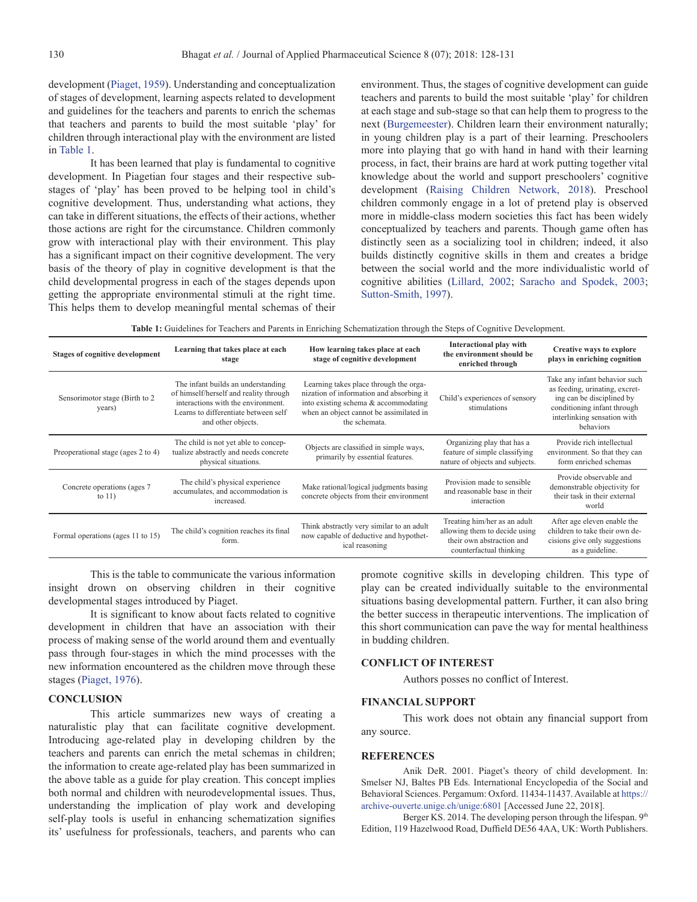development (Piaget, 1959). Understanding and conceptualization of stages of development, learning aspects related to development and guidelines for the teachers and parents to enrich the schemas that teachers and parents to build the most suitable 'play' for children through interactional play with the environment are listed in Table 1.

It has been learned that play is fundamental to cognitive development. In Piagetian four stages and their respective sub-stages of 'play' has been proved to be helping tool in child's cognitive development. Thus, understanding what actions, they can take in different situations, the effects of their actions, whether those actions are right for the circumstance. Children commonly grow with interactional play with their environment. This play has a significant impact on their cognitive development. The very basis of the theory of play in cognitive development is that the child developmental progress in each of the stages depends upon getting the appropriate environmental stimuli at the right time. This helps them to develop meaningful mental schemas of their environment. Thus, the stages of cognitive development can guide teachers and parents to build the most suitable 'play' for children at each stage and sub-stage so that can help them to progress to the next (Burgemeester). Children learn their environment naturally; in young children play is a part of their learning. Preschoolers more into playing that go with hand in hand with their learning process, in fact, their brains are hard at work putting together vital knowledge about the world and support preschoolers' cognitive development (Raising Children Network, 2018). Preschool children commonly engage in a lot of pretend play is observed more in middle-class modern societies this fact has been widely conceptualized by teachers and parents. Though game often has distinctly seen as a socializing tool in children; indeed, it also builds distinctly cognitive skills in them and creates a bridge between the social world and the more individualistic world of cognitive abilities (Lillard, 2002; Saracho and Spodek, 2003; Sutton-Smith, 1997).

**Table 1:** Guidelines for Teachers and Parents in Enriching Schematization through the Steps of Cognitive Development.

| Stages of cognitive development | Learning that takes place at each stage | How learning takes place at each stage of cognitive development | Interactional play with the environment should be enriched through | Creative ways to explore plays in enriching cognition |
|---|---|---|---|---|
| Sensorimotor stage (Birth to 2 years) | The infant builds an understanding of himself/herself and reality through interactions with the environment. Learns to differentiate between self and other objects. | Learning takes place through the organization of information and absorbing it into existing schema & accommodating when an object cannot be assimilated in the schemata. | Child's experiences of sensory stimulations | Take any infant behavior such as feeding, urinating, excreting can be disciplined by conditioning infant through interlinking sensation with behaviors |
| Preoperational stage (ages 2 to 4) | The child is not yet able to conceptualize abstractly and needs concrete physical situations. | Objects are classified in simple ways, primarily by essential features. | Organizing play that has a feature of simple classifying nature of objects and subjects. | Provide rich intellectual environment. So that they can form enriched schemas |
| Concrete operations (ages 7 to 11) | The child's physical experience accumulates, and accommodation is increased. | Make rational/logical judgments basing concrete objects from their environment | Provision made to sensible and reasonable base in their interaction | Provide observable and demonstrable objectivity for their task in their external world |
| Formal operations (ages 11 to 15) | The child's cognition reaches its final form. | Think abstractly very similar to an adult now capable of deductive and hypothetical reasoning | Treating him/her as an adult allowing them to decide using their own abstraction and counterfactual thinking | After age eleven enable the children to take their own decisions give only suggestions as a guideline. |

This is the table to communicate the various information insight drown on observing children in their cognitive developmental stages introduced by Piaget.

It is significant to know about facts related to cognitive development in children that have an association with their process of making sense of the world around them and eventually pass through four-stages in which the mind processes with the new information encountered as the children move through these stages (Piaget, 1976).

## CONCLUSION

This article summarizes new ways of creating a naturalistic play that can facilitate cognitive development. Introducing age-related play in developing children by the teachers and parents can enrich the metal schemas in children; the information to create age-related play has been summarized in the above table as a guide for play creation. This concept implies both normal and children with neurodevelopmental issues. Thus, understanding the implication of play work and developing self-play tools is useful in enhancing schematization signifies its' usefulness for professionals, teachers, and parents who can promote cognitive skills in developing children. This type of play can be created individually suitable to the environmental situations basing developmental pattern. Further, it can also bring the better success in therapeutic interventions. The implication of this short communication can pave the way for mental healthiness in budding children.

## CONFLICT OF INTEREST

Authors posses no conflict of Interest.

## FINANCIAL SUPPORT

This work does not obtain any financial support from any source.

## REFERENCES

Anik DeR. 2001. Piaget's theory of child development. In: Smelser NJ, Baltes PB Eds. International Encyclopedia of the Social and Behavioral Sciences. Pergamum: Oxford. 11434-11437. Available at https://archive-ouverte.unige.ch/unige:6801 [Accessed June 22, 2018].

Berger KS. 2014. The developing person through the lifespan. 9th Edition, 119 Hazelwood Road, Duffield DE56 4AA, UK: Worth Publishers.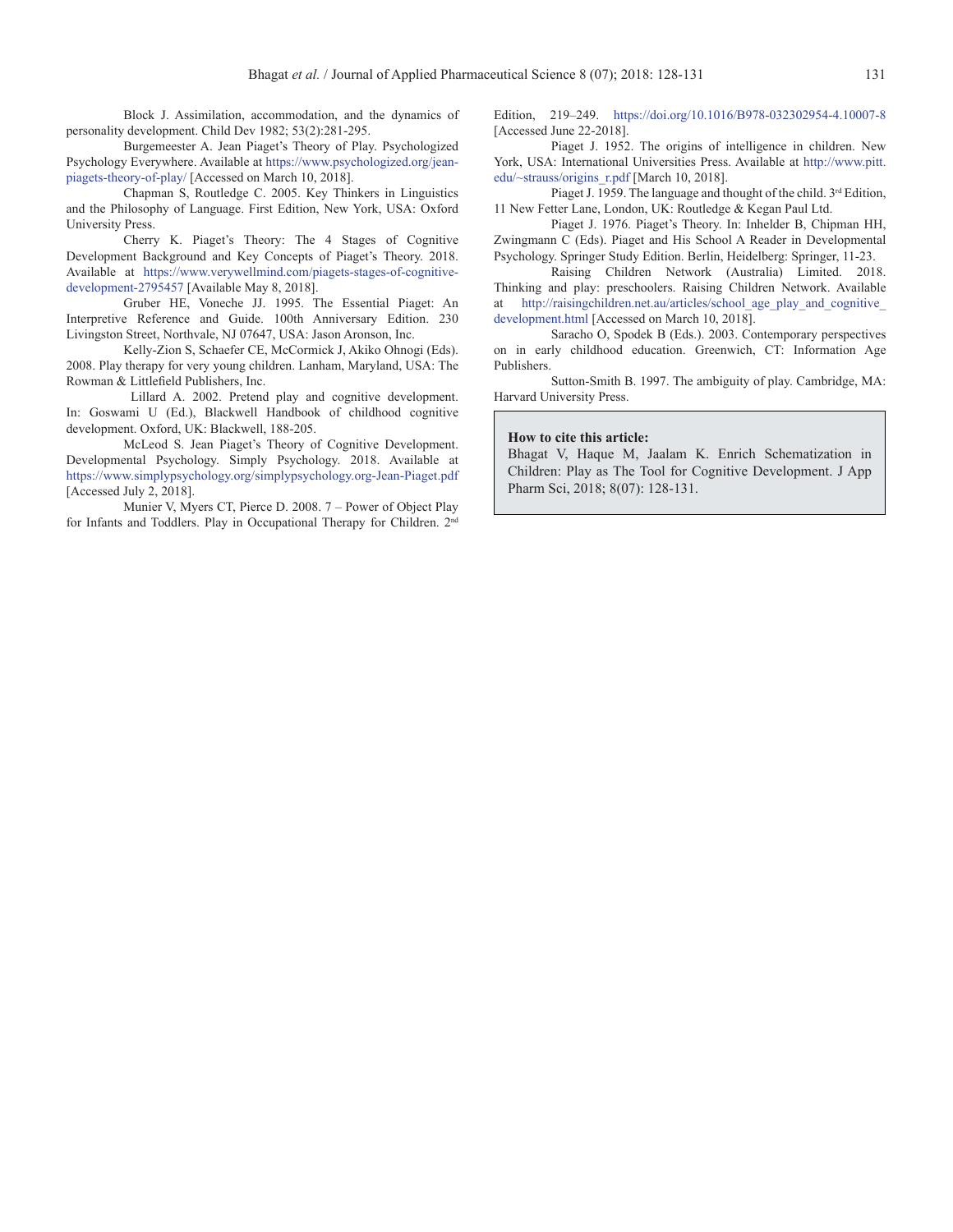Block J. Assimilation, accommodation, and the dynamics of personality development. Child Dev 1982; 53(2):281-295.

Burgemeester A. Jean Piaget's Theory of Play. Psychologized Psychology Everywhere. Available at https://www.psychologized.org/jean-piagets-theory-of-play/ [Accessed on March 10, 2018].

Chapman S, Routledge C. 2005. Key Thinkers in Linguistics and the Philosophy of Language. First Edition, New York, USA: Oxford University Press.

Cherry K. Piaget's Theory: The 4 Stages of Cognitive Development Background and Key Concepts of Piaget's Theory. 2018. Available at https://www.verywellmind.com/piagets-stages-of-cognitive-development-2795457 [Available May 8, 2018].

Gruber HE, Voneche JJ. 1995. The Essential Piaget: An Interpretive Reference and Guide. 100th Anniversary Edition. 230 Livingston Street, Northvale, NJ 07647, USA: Jason Aronson, Inc.

Kelly-Zion S, Schaefer CE, McCormick J, Akiko Ohnogi (Eds). 2008. Play therapy for very young children. Lanham, Maryland, USA: The Rowman & Littlefield Publishers, Inc.

Lillard A. 2002. Pretend play and cognitive development. In: Goswami U (Ed.), Blackwell Handbook of childhood cognitive development. Oxford, UK: Blackwell, 188-205.

McLeod S. Jean Piaget's Theory of Cognitive Development. Developmental Psychology. Simply Psychology. 2018. Available at https://www.simplypsychology.org/simplypsychology.org-Jean-Piaget.pdf [Accessed July 2, 2018].

Munier V, Myers CT, Pierce D. 2008. 7 – Power of Object Play for Infants and Toddlers. Play in Occupational Therapy for Children. 2nd Edition, 219–249. https://doi.org/10.1016/B978-032302954-4.10007-8 [Accessed June 22-2018].

Piaget J. 1952. The origins of intelligence in children. New York, USA: International Universities Press. Available at http://www.pitt.edu/~strauss/origins_r.pdf [March 10, 2018].

Piaget J. 1959. The language and thought of the child. 3rd Edition, 11 New Fetter Lane, London, UK: Routledge & Kegan Paul Ltd.

Piaget J. 1976. Piaget's Theory. In: Inhelder B, Chipman HH, Zwingmann C (Eds). Piaget and His School A Reader in Developmental Psychology. Springer Study Edition. Berlin, Heidelberg: Springer, 11-23.

Raising Children Network (Australia) Limited. 2018. Thinking and play: preschoolers. Raising Children Network. Available at http://raisingchildren.net.au/articles/school_age_play_and_cognitive_development.html [Accessed on March 10, 2018].

Saracho O, Spodek B (Eds.). 2003. Contemporary perspectives on in early childhood education. Greenwich, CT: Information Age Publishers.

Sutton-Smith B. 1997. The ambiguity of play. Cambridge, MA: Harvard University Press.

**How to cite this article:**

Bhagat V, Haque M, Jaalam K. Enrich Schematization in Children: Play as The Tool for Cognitive Development. J App Pharm Sci, 2018; 8(07): 128-131.